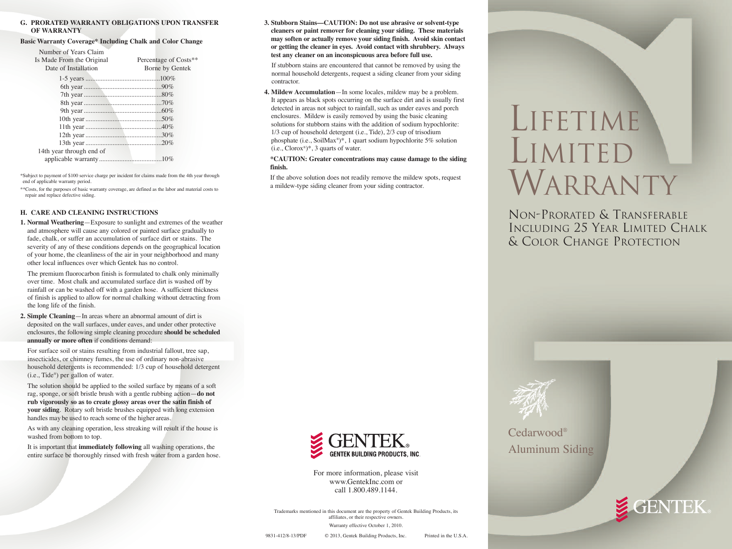### G. PRORATED WARRANTY OBLIGATIONS UPON TRANSFER OF WARRANTY

**Basic Warranty Coverage* Including Chalk and Color Change**

| Number of Years Claim Is Made From the Original Date of Installation | Percentage of Costs** Borne by Gentek |
| --- | --- |
| 1-5 years | 100% |
| 6th year | 90% |
| 7th year | 80% |
| 8th year | 70% |
| 9th year | 60% |
| 10th year | 50% |
| 11th year | 40% |
| 12th year | 30% |
| 13th year | 20% |
| 14th year through end of applicable warranty | 10% |

*Subject to payment of $100 service charge per incident for claims made from the 4th year through end of applicable warranty period.

**Costs, for the purposes of basic warranty coverage, are defined as the labor and material costs to repair and replace defective siding.

### H. CARE AND CLEANING INSTRUCTIONS

**1. Normal Weathering**—Exposure to sunlight and extremes of the weather and atmosphere will cause any colored or painted surface gradually to fade, chalk, or suffer an accumulation of surface dirt or stains. The severity of any of these conditions depends on the geographical location of your home, the cleanliness of the air in your neighborhood and many other local influences over which Gentek has no control.

The premium fluorocarbon finish is formulated to chalk only minimally over time. Most chalk and accumulated surface dirt is washed off by rainfall or can be washed off with a garden hose. A sufficient thickness of finish is applied to allow for normal chalking without detracting from the long life of the finish.

**2. Simple Cleaning**—In areas where an abnormal amount of dirt is deposited on the wall surfaces, under eaves, and under other protective enclosures, the following simple cleaning procedure **should be scheduled annually or more often** if conditions demand:

For surface soil or stains resulting from industrial fallout, tree sap, insecticides, or chimney fumes, the use of ordinary non-abrasive household detergents is recommended: 1/3 cup of household detergent (i.e., Tide®) per gallon of water.

The solution should be applied to the soiled surface by means of a soft rag, sponge, or soft bristle brush with a gentle rubbing action—**do not rub vigorously so as to create glossy areas over the satin finish of your siding**. Rotary soft bristle brushes equipped with long extension handles may be used to reach some of the higher areas.

As with any cleaning operation, less streaking will result if the house is washed from bottom to top.

It is important that **immediately following** all washing operations, the entire surface be thoroughly rinsed with fresh water from a garden hose.

**3. Stubborn Stains—CAUTION: Do not use abrasive or solvent-type cleaners or paint remover for cleaning your siding. These materials may soften or actually remove your siding finish. Avoid skin contact or getting the cleaner in eyes. Avoid contact with shrubbery. Always test any cleaner on an inconspicuous area before full use.**

If stubborn stains are encountered that cannot be removed by using the normal household detergents, request a siding cleaner from your siding contractor.

**4. Mildew Accumulation**—In some locales, mildew may be a problem. It appears as black spots occurring on the surface dirt and is usually first detected in areas not subject to rainfall, such as under eaves and porch enclosures. Mildew is easily removed by using the basic cleaning solutions for stubborn stains with the addition of sodium hypochlorite: 1/3 cup of household detergent (i.e., Tide), 2/3 cup of trisodium phosphate (i.e., SoilMax®)*, 1 quart sodium hypochlorite 5% solution (i.e., Clorox®)*, 3 quarts of water.

**\*CAUTION: Greater concentrations may cause damage to the siding finish.**

If the above solution does not readily remove the mildew spots, request a mildew-type siding cleaner from your siding contractor.

GENTEK®
GENTEK BUILDING PRODUCTS, INC.

For more information, please visit www.GentekInc.com or call 1.800.489.1144.

Trademarks mentioned in this document are the property of Gentek Building Products, its affiliates, or their respective owners.

Warranty effective October 1, 2010.

9831-412/8-13/PDF © 2013, Gentek Building Products, Inc. Printed in the U.S.A.

# Lifetime Limited Warranty

## Non-Prorated & Transferable Including 25 Year Limited Chalk & Color Change Protection

Cedarwood®
Aluminum Siding

GENTEK®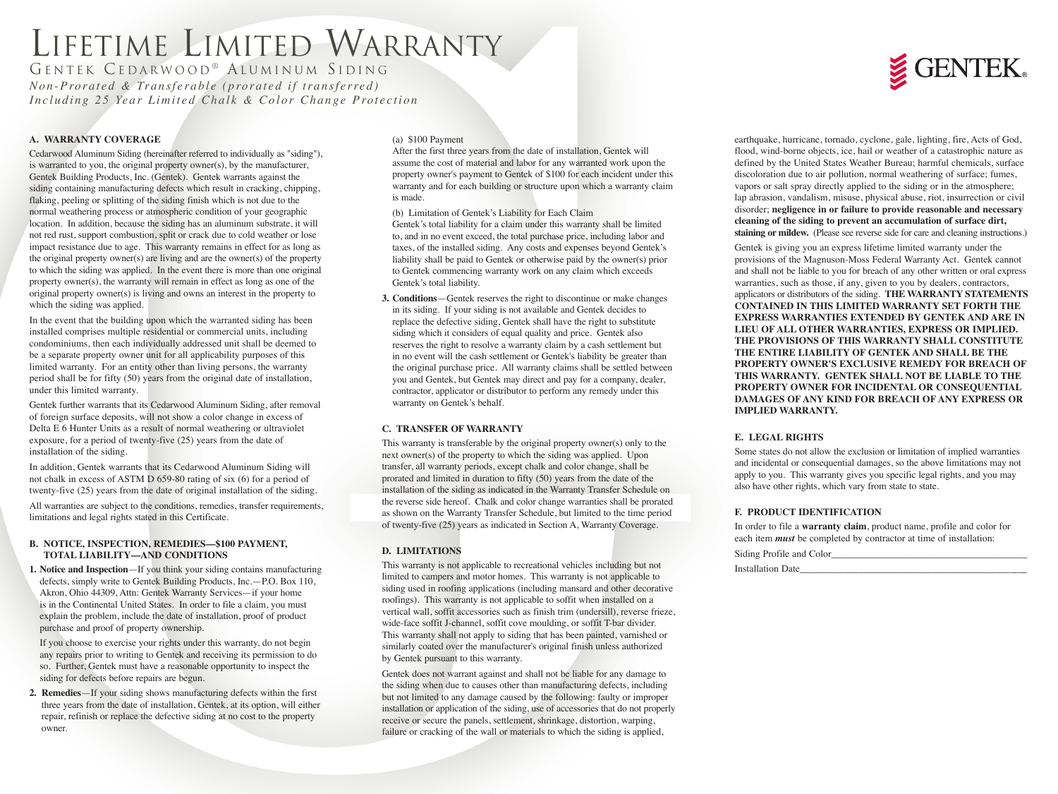# Lifetime Limited Warranty

## Gentek Cedarwood® Aluminum Siding

*Non-Prorated & Transferable (prorated if transferred)*
*Including 25 Year Limited Chalk & Color Change Protection*

GENTEK®

### A. WARRANTY COVERAGE

Cedarwood Aluminum Siding (hereinafter referred to individually as "siding"), is warranted to you, the original property owner(s), by the manufacturer, Gentek Building Products, Inc. (Gentek). Gentek warrants against the siding containing manufacturing defects which result in cracking, chipping, flaking, peeling or splitting of the siding finish which is not due to the normal weathering process or atmospheric condition of your geographic location. In addition, because the siding has an aluminum substrate, it will not red rust, support combustion, split or crack due to cold weather or lose impact resistance due to age. This warranty remains in effect for as long as the original property owner(s) are living and are the owner(s) of the property to which the siding was applied. In the event there is more than one original property owner(s), the warranty will remain in effect as long as one of the original property owner(s) is living and owns an interest in the property to which the siding was applied.

In the event that the building upon which the warranted siding has been installed comprises multiple residential or commercial units, including condominiums, then each individually addressed unit shall be deemed to be a separate property owner unit for all applicability purposes of this limited warranty. For an entity other than living persons, the warranty period shall be for fifty (50) years from the original date of installation, under this limited warranty.

Gentek further warrants that its Cedarwood Aluminum Siding, after removal of foreign surface deposits, will not show a color change in excess of Delta E 6 Hunter Units as a result of normal weathering or ultraviolet exposure, for a period of twenty-five (25) years from the date of installation of the siding.

In addition, Gentek warrants that its Cedarwood Aluminum Siding will not chalk in excess of ASTM D 659-80 rating of six (6) for a period of twenty-five (25) years from the date of original installation of the siding.

All warranties are subject to the conditions, remedies, transfer requirements, limitations and legal rights stated in this Certificate.

### B. NOTICE, INSPECTION, REMEDIES—$100 PAYMENT, TOTAL LIABILITY—AND CONDITIONS

1. **Notice and Inspection**—If you think your siding contains manufacturing defects, simply write to Gentek Building Products, Inc.—P.O. Box 110, Akron, Ohio 44309, Attn: Gentek Warranty Services—if your home is in the Continental United States. In order to file a claim, you must explain the problem, include the date of installation, proof of product purchase and proof of property ownership.

   If you choose to exercise your rights under this warranty, do not begin any repairs prior to writing to Gentek and receiving its permission to do so. Further, Gentek must have a reasonable opportunity to inspect the siding for defects before repairs are begun.

2. **Remedies**—If your siding shows manufacturing defects within the first three years from the date of installation, Gentek, at its option, will either repair, refinish or replace the defective siding at no cost to the property owner.

   (a) $100 Payment
   After the first three years from the date of installation, Gentek will assume the cost of material and labor for any warranted work upon the property owner's payment to Gentek of $100 for each incident under this warranty and for each building or structure upon which a warranty claim is made.

   (b) Limitation of Gentek's Liability for Each Claim
   Gentek's total liability for a claim under this warranty shall be limited to, and in no event exceed, the total purchase price, including labor and taxes, of the installed siding. Any costs and expenses beyond Gentek's liability shall be paid to Gentek or otherwise paid by the owner(s) prior to Gentek commencing warranty work on any claim which exceeds Gentek's total liability.

3. **Conditions**—Gentek reserves the right to discontinue or make changes in its siding. If your siding is not available and Gentek decides to replace the defective siding, Gentek shall have the right to substitute siding which it considers of equal quality and price. Gentek also reserves the right to resolve a warranty claim by a cash settlement but in no event will the cash settlement or Gentek's liability be greater than the original purchase price. All warranty claims shall be settled between you and Gentek, but Gentek may direct and pay for a company, dealer, contractor, applicator or distributor to perform any remedy under this warranty on Gentek's behalf.

### C. TRANSFER OF WARRANTY

This warranty is transferable by the original property owner(s) only to the next owner(s) of the property to which the siding was applied. Upon transfer, all warranty periods, except chalk and color change, shall be prorated and limited in duration to fifty (50) years from the date of the installation of the siding as indicated in the Warranty Transfer Schedule on the reverse side hereof. Chalk and color change warranties shall be prorated as shown on the Warranty Transfer Schedule, but limited to the time period of twenty-five (25) years as indicated in Section A, Warranty Coverage.

### D. LIMITATIONS

This warranty is not applicable to recreational vehicles including but not limited to campers and motor homes. This warranty is not applicable to siding used in roofing applications (including mansard and other decorative roofings). This warranty is not applicable to soffit when installed on a vertical wall, soffit accessories such as finish trim (undersill), reverse frieze, wide-face soffit J-channel, soffit cove moulding, or soffit T-bar divider. This warranty shall not apply to siding that has been painted, varnished or similarly coated over the manufacturer's original finish unless authorized by Gentek pursuant to this warranty.

Gentek does not warrant against and shall not be liable for any damage to the siding when due to causes other than manufacturing defects, including but not limited to any damage caused by the following: faulty or improper installation or application of the siding, use of accessories that do not properly receive or secure the panels, settlement, shrinkage, distortion, warping, failure or cracking of the wall or materials to which the siding is applied, earthquake, hurricane, tornado, cyclone, gale, lighting, fire, Acts of God, flood, wind-borne objects, ice, hail or weather of a catastrophic nature as defined by the United States Weather Bureau; harmful chemicals, surface discoloration due to air pollution, normal weathering of surface; fumes, vapors or salt spray directly applied to the siding or in the atmosphere; lap abrasion, vandalism, misuse, physical abuse, riot, insurrection or civil disorder; **negligence in or failure to provide reasonable and necessary cleaning of the siding to prevent an accumulation of surface dirt, staining or mildew.** (Please see reverse side for care and cleaning instructions.)

Gentek is giving you an express lifetime limited warranty under the provisions of the Magnuson-Moss Federal Warranty Act. Gentek cannot and shall not be liable to you for breach of any other written or oral express warranties, such as those, if any, given to you by dealers, contractors, applicators or distributors of the siding. **THE WARRANTY STATEMENTS CONTAINED IN THIS LIMITED WARRANTY SET FORTH THE EXPRESS WARRANTIES EXTENDED BY GENTEK AND ARE IN LIEU OF ALL OTHER WARRANTIES, EXPRESS OR IMPLIED. THE PROVISIONS OF THIS WARRANTY SHALL CONSTITUTE THE ENTIRE LIABILITY OF GENTEK AND SHALL BE THE PROPERTY OWNER'S EXCLUSIVE REMEDY FOR BREACH OF THIS WARRANTY. GENTEK SHALL NOT BE LIABLE TO THE PROPERTY OWNER FOR INCIDENTAL OR CONSEQUENTIAL DAMAGES OF ANY KIND FOR BREACH OF ANY EXPRESS OR IMPLIED WARRANTY.**

### E. LEGAL RIGHTS

Some states do not allow the exclusion or limitation of implied warranties and incidental or consequential damages, so the above limitations may not apply to you. This warranty gives you specific legal rights, and you may also have other rights, which vary from state to state.

### F. PRODUCT IDENTIFICATION

In order to file a **warranty claim**, product name, profile and color for each item ***must*** be completed by contractor at time of installation:

Siding Profile and Color________________________________________

Installation Date_____________________________________________